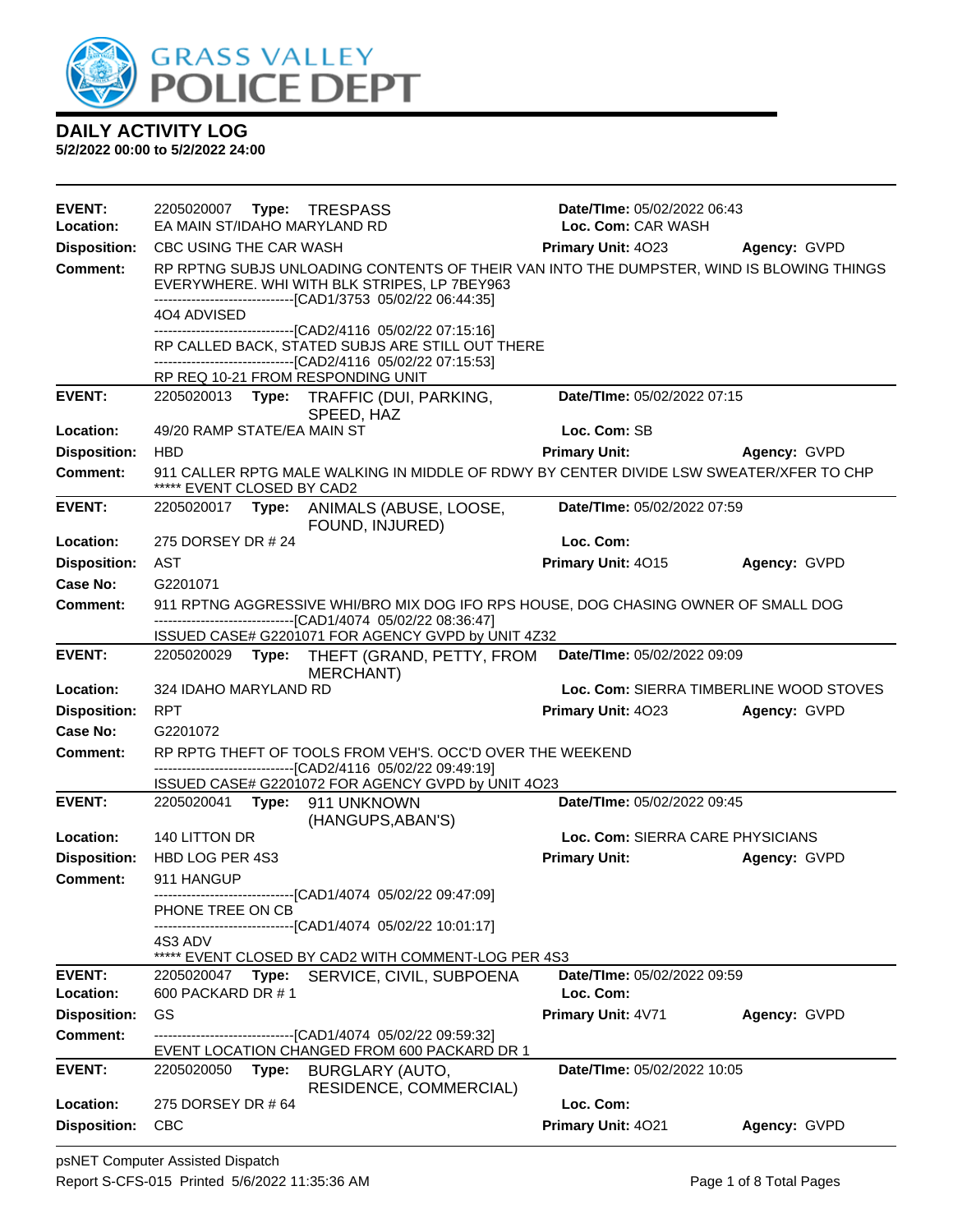# GRASS VALLEY POLICE DEPT

## DAILY ACTIVITY LOG

**5/2/2022 00:00 to 5/2/2022 24:00**

---

**EVENT:** 2205020007 **Type:** TRESPASS **Date/TIme:** 05/02/2022 06:43
**Location:** EA MAIN ST/IDAHO MARYLAND RD **Loc. Com:** CAR WASH
**Disposition:** CBC USING THE CAR WASH **Primary Unit:** 4O23 **Agency:** GVPD
**Comment:** RP RPTNG SUBJS UNLOADING CONTENTS OF THEIR VAN INTO THE DUMPSTER, WIND IS BLOWING THINGS EVERYWHERE. WHI WITH BLK STRIPES, LP 7BEY963
------------------------------[CAD1/3753 05/02/22 06:44:35]
4O4 ADVISED
------------------------------[CAD2/4116 05/02/22 07:15:16]
RP CALLED BACK, STATED SUBJS ARE STILL OUT THERE
------------------------------[CAD2/4116 05/02/22 07:15:53]
RP REQ 10-21 FROM RESPONDING UNIT

---

**EVENT:** 2205020013 **Type:** TRAFFIC (DUI, PARKING, SPEED, HAZ **Date/TIme:** 05/02/2022 07:15
**Location:** 49/20 RAMP STATE/EA MAIN ST **Loc. Com:** SB
**Disposition:** HBD **Primary Unit:** **Agency:** GVPD
**Comment:** 911 CALLER RPTG MALE WALKING IN MIDDLE OF RDWY BY CENTER DIVIDE LSW SWEATER/XFER TO CHP
***** EVENT CLOSED BY CAD2

---

**EVENT:** 2205020017 **Type:** ANIMALS (ABUSE, LOOSE, FOUND, INJURED) **Date/TIme:** 05/02/2022 07:59
**Location:** 275 DORSEY DR # 24 **Loc. Com:**
**Disposition:** AST **Primary Unit:** 4O15 **Agency:** GVPD
**Case No:** G2201071
**Comment:** 911 RPTNG AGGRESSIVE WHI/BRO MIX DOG IFO RPS HOUSE, DOG CHASING OWNER OF SMALL DOG
------------------------------[CAD1/4074 05/02/22 08:36:47]
ISSUED CASE# G2201071 FOR AGENCY GVPD by UNIT 4Z32

---

**EVENT:** 2205020029 **Type:** THEFT (GRAND, PETTY, FROM MERCHANT) **Date/TIme:** 05/02/2022 09:09
**Location:** 324 IDAHO MARYLAND RD **Loc. Com:** SIERRA TIMBERLINE WOOD STOVES
**Disposition:** RPT **Primary Unit:** 4O23 **Agency:** GVPD
**Case No:** G2201072
**Comment:** RP RPTG THEFT OF TOOLS FROM VEH'S. OCC'D OVER THE WEEKEND
------------------------------[CAD2/4116 05/02/22 09:49:19]
ISSUED CASE# G2201072 FOR AGENCY GVPD by UNIT 4O23

---

**EVENT:** 2205020041 **Type:** 911 UNKNOWN (HANGUPS,ABAN'S) **Date/TIme:** 05/02/2022 09:45
**Location:** 140 LITTON DR **Loc. Com:** SIERRA CARE PHYSICIANS
**Disposition:** HBD LOG PER 4S3 **Primary Unit:** **Agency:** GVPD
**Comment:** 911 HANGUP
------------------------------[CAD1/4074 05/02/22 09:47:09]
PHONE TREE ON CB
------------------------------[CAD1/4074 05/02/22 10:01:17]
4S3 ADV
***** EVENT CLOSED BY CAD2 WITH COMMENT-LOG PER 4S3

---

**EVENT:** 2205020047 **Type:** SERVICE, CIVIL, SUBPOENA **Date/TIme:** 05/02/2022 09:59
**Location:** 600 PACKARD DR # 1 **Loc. Com:**
**Disposition:** GS **Primary Unit:** 4V71 **Agency:** GVPD
**Comment:** ------------------------------[CAD1/4074 05/02/22 09:59:32]
EVENT LOCATION CHANGED FROM 600 PACKARD DR 1

---

**EVENT:** 2205020050 **Type:** BURGLARY (AUTO, RESIDENCE, COMMERCIAL) **Date/TIme:** 05/02/2022 10:05
**Location:** 275 DORSEY DR # 64 **Loc. Com:**
**Disposition:** CBC **Primary Unit:** 4O21 **Agency:** GVPD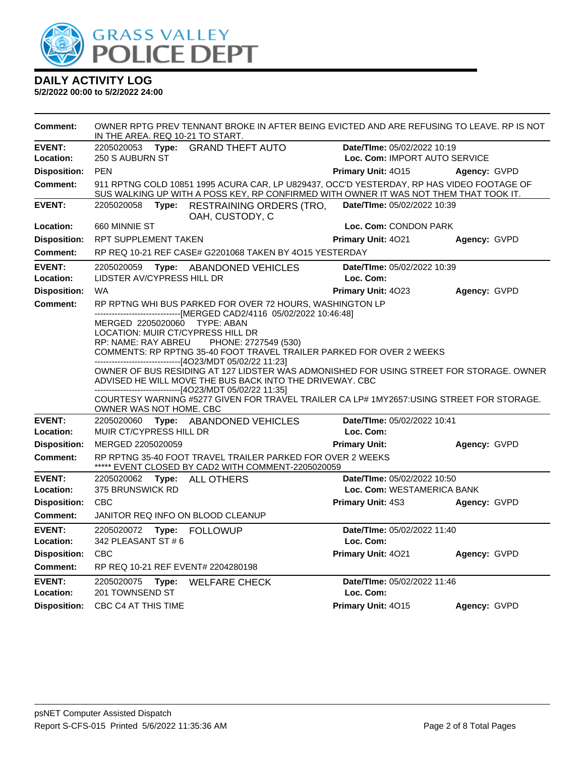# DAILY ACTIVITY LOG

**5/2/2022 00:00 to 5/2/2022 24:00**

**Comment:** OWNER RPTG PREV TENNANT BROKE IN AFTER BEING EVICTED AND ARE REFUSING TO LEAVE. RP IS NOT IN THE AREA. REQ 10-21 TO START.

---

**EVENT:** 2205020053 **Type:** GRAND THEFT AUTO **Date/TIme:** 05/02/2022 10:19
**Location:** 250 S AUBURN ST **Loc. Com:** IMPORT AUTO SERVICE
**Disposition:** PEN **Primary Unit:** 4O15 **Agency:** GVPD
**Comment:** 911 RPTNG COLD 10851 1995 ACURA CAR, LP U829437, OCC'D YESTERDAY, RP HAS VIDEO FOOTAGE OF SUS WALKING UP WITH A POSS KEY, RP CONFIRMED WITH OWNER IT WAS NOT THEM THAT TOOK IT.

---

**EVENT:** 2205020058 **Type:** RESTRAINING ORDERS (TRO, OAH, CUSTODY, C **Date/TIme:** 05/02/2022 10:39
**Location:** 660 MINNIE ST **Loc. Com:** CONDON PARK
**Disposition:** RPT SUPPLEMENT TAKEN **Primary Unit:** 4O21 **Agency:** GVPD
**Comment:** RP REQ 10-21 REF CASE# G2201068 TAKEN BY 4O15 YESTERDAY

---

**EVENT:** 2205020059 **Type:** ABANDONED VEHICLES **Date/TIme:** 05/02/2022 10:39
**Location:** LIDSTER AV/CYPRESS HILL DR **Loc. Com:**
**Disposition:** WA **Primary Unit:** 4O23 **Agency:** GVPD
**Comment:** RP RPTNG WHI BUS PARKED FOR OVER 72 HOURS, WASHINGTON LP

-------------------------------[MERGED CAD2/4116 05/02/2022 10:46:48]

MERGED 2205020060 TYPE: ABAN
LOCATION: MUIR CT/CYPRESS HILL DR
RP: NAME: RAY ABREU PHONE: 2727549 (530)
COMMENTS: RP RPTNG 35-40 FOOT TRAVEL TRAILER PARKED FOR OVER 2 WEEKS

-------------------------------[4O23/MDT 05/02/22 11:23]

OWNER OF BUS RESIDING AT 127 LIDSTER WAS ADMONISHED FOR USING STREET FOR STORAGE. OWNER ADVISED HE WILL MOVE THE BUS BACK INTO THE DRIVEWAY. CBC

-------------------------------[4O23/MDT 05/02/22 11:35]

COURTESY WARNING #5277 GIVEN FOR TRAVEL TRAILER CA LP# 1MY2657:USING STREET FOR STORAGE. OWNER WAS NOT HOME. CBC

---

**EVENT:** 2205020060 **Type:** ABANDONED VEHICLES **Date/TIme:** 05/02/2022 10:41
**Location:** MUIR CT/CYPRESS HILL DR **Loc. Com:**
**Disposition:** MERGED 2205020059 **Primary Unit:** **Agency:** GVPD
**Comment:** RP RPTNG 35-40 FOOT TRAVEL TRAILER PARKED FOR OVER 2 WEEKS
***** EVENT CLOSED BY CAD2 WITH COMMENT-2205020059

---

**EVENT:** 2205020062 **Type:** ALL OTHERS **Date/TIme:** 05/02/2022 10:50
**Location:** 375 BRUNSWICK RD **Loc. Com:** WESTAMERICA BANK
**Disposition:** CBC **Primary Unit:** 4S3 **Agency:** GVPD
**Comment:** JANITOR REQ INFO ON BLOOD CLEANUP

---

**EVENT:** 2205020072 **Type:** FOLLOWUP **Date/TIme:** 05/02/2022 11:40
**Location:** 342 PLEASANT ST # 6 **Loc. Com:**
**Disposition:** CBC **Primary Unit:** 4O21 **Agency:** GVPD
**Comment:** RP REQ 10-21 REF EVENT# 2204280198

---

**EVENT:** 2205020075 **Type:** WELFARE CHECK **Date/TIme:** 05/02/2022 11:46
**Location:** 201 TOWNSEND ST **Loc. Com:**
**Disposition:** CBC C4 AT THIS TIME **Primary Unit:** 4O15 **Agency:** GVPD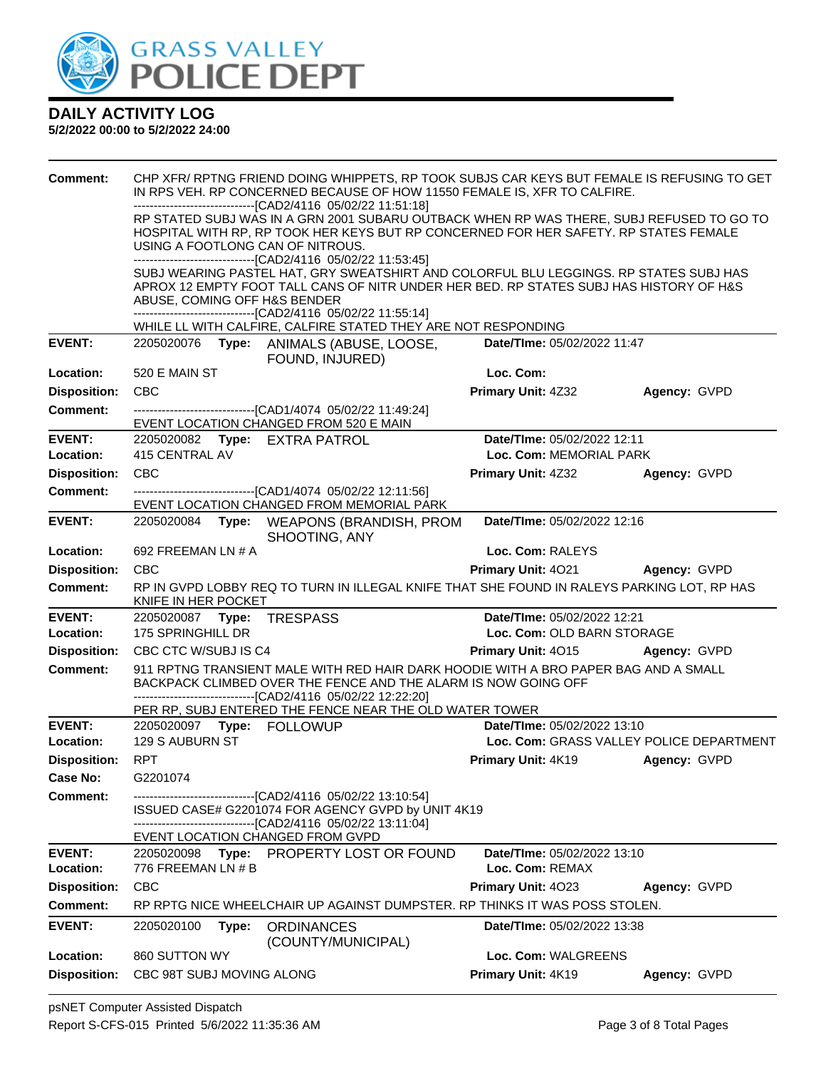# DAILY ACTIVITY LOG
**5/2/2022 00:00 to 5/2/2022 24:00**

**Comment:** CHP XFR/ RPTNG FRIEND DOING WHIPPETS, RP TOOK SUBJS CAR KEYS BUT FEMALE IS REFUSING TO GET IN RPS VEH. RP CONCERNED BECAUSE OF HOW 11550 FEMALE IS, XFR TO CALFIRE.
------------------------------[CAD2/4116 05/02/22 11:51:18]
RP STATED SUBJ WAS IN A GRN 2001 SUBARU OUTBACK WHEN RP WAS THERE, SUBJ REFUSED TO GO TO HOSPITAL WITH RP, RP TOOK HER KEYS BUT RP CONCERNED FOR HER SAFETY. RP STATES FEMALE USING A FOOTLONG CAN OF NITROUS.
------------------------------[CAD2/4116 05/02/22 11:53:45]
SUBJ WEARING PASTEL HAT, GRY SWEATSHIRT AND COLORFUL BLU LEGGINGS. RP STATES SUBJ HAS APROX 12 EMPTY FOOT TALL CANS OF NITR UNDER HER BED. RP STATES SUBJ HAS HISTORY OF H&S ABUSE, COMING OFF H&S BENDER
------------------------------[CAD2/4116 05/02/22 11:55:14]
WHILE LL WITH CALFIRE, CALFIRE STATED THEY ARE NOT RESPONDING

---

**EVENT:** 2205020076 **Type:** ANIMALS (ABUSE, LOOSE, FOUND, INJURED) **Date/TIme:** 05/02/2022 11:47
**Location:** 520 E MAIN ST **Loc. Com:**
**Disposition:** CBC **Primary Unit:** 4Z32 **Agency:** GVPD
**Comment:** ------------------------------[CAD1/4074 05/02/22 11:49:24]
EVENT LOCATION CHANGED FROM 520 E MAIN

---

**EVENT:** 2205020082 **Type:** EXTRA PATROL **Date/TIme:** 05/02/2022 12:11
**Location:** 415 CENTRAL AV **Loc. Com:** MEMORIAL PARK
**Disposition:** CBC **Primary Unit:** 4Z32 **Agency:** GVPD
**Comment:** ------------------------------[CAD1/4074 05/02/22 12:11:56]
EVENT LOCATION CHANGED FROM MEMORIAL PARK

---

**EVENT:** 2205020084 **Type:** WEAPONS (BRANDISH, PROM SHOOTING, ANY **Date/TIme:** 05/02/2022 12:16
**Location:** 692 FREEMAN LN # A **Loc. Com:** RALEYS
**Disposition:** CBC **Primary Unit:** 4O21 **Agency:** GVPD
**Comment:** RP IN GVPD LOBBY REQ TO TURN IN ILLEGAL KNIFE THAT SHE FOUND IN RALEYS PARKING LOT, RP HAS KNIFE IN HER POCKET

---

**EVENT:** 2205020087 **Type:** TRESPASS **Date/TIme:** 05/02/2022 12:21
**Location:** 175 SPRINGHILL DR **Loc. Com:** OLD BARN STORAGE
**Disposition:** CBC CTC W/SUBJ IS C4 **Primary Unit:** 4O15 **Agency:** GVPD
**Comment:** 911 RPTNG TRANSIENT MALE WITH RED HAIR DARK HOODIE WITH A BRO PAPER BAG AND A SMALL BACKPACK CLIMBED OVER THE FENCE AND THE ALARM IS NOW GOING OFF
------------------------------[CAD2/4116 05/02/22 12:22:20]
PER RP, SUBJ ENTERED THE FENCE NEAR THE OLD WATER TOWER

---

**EVENT:** 2205020097 **Type:** FOLLOWUP **Date/TIme:** 05/02/2022 13:10
**Location:** 129 S AUBURN ST **Loc. Com:** GRASS VALLEY POLICE DEPARTMENT
**Disposition:** RPT **Primary Unit:** 4K19 **Agency:** GVPD
**Case No:** G2201074
**Comment:** ------------------------------[CAD2/4116 05/02/22 13:10:54]
ISSUED CASE# G2201074 FOR AGENCY GVPD by UNIT 4K19
------------------------------[CAD2/4116 05/02/22 13:11:04]
EVENT LOCATION CHANGED FROM GVPD

---

**EVENT:** 2205020098 **Type:** PROPERTY LOST OR FOUND **Date/TIme:** 05/02/2022 13:10
**Location:** 776 FREEMAN LN # B **Loc. Com:** REMAX
**Disposition:** CBC **Primary Unit:** 4O23 **Agency:** GVPD
**Comment:** RP RPTG NICE WHEELCHAIR UP AGAINST DUMPSTER. RP THINKS IT WAS POSS STOLEN.

---

**EVENT:** 2205020100 **Type:** ORDINANCES (COUNTY/MUNICIPAL) **Date/TIme:** 05/02/2022 13:38
**Location:** 860 SUTTON WY **Loc. Com:** WALGREENS
**Disposition:** CBC 98T SUBJ MOVING ALONG **Primary Unit:** 4K19 **Agency:** GVPD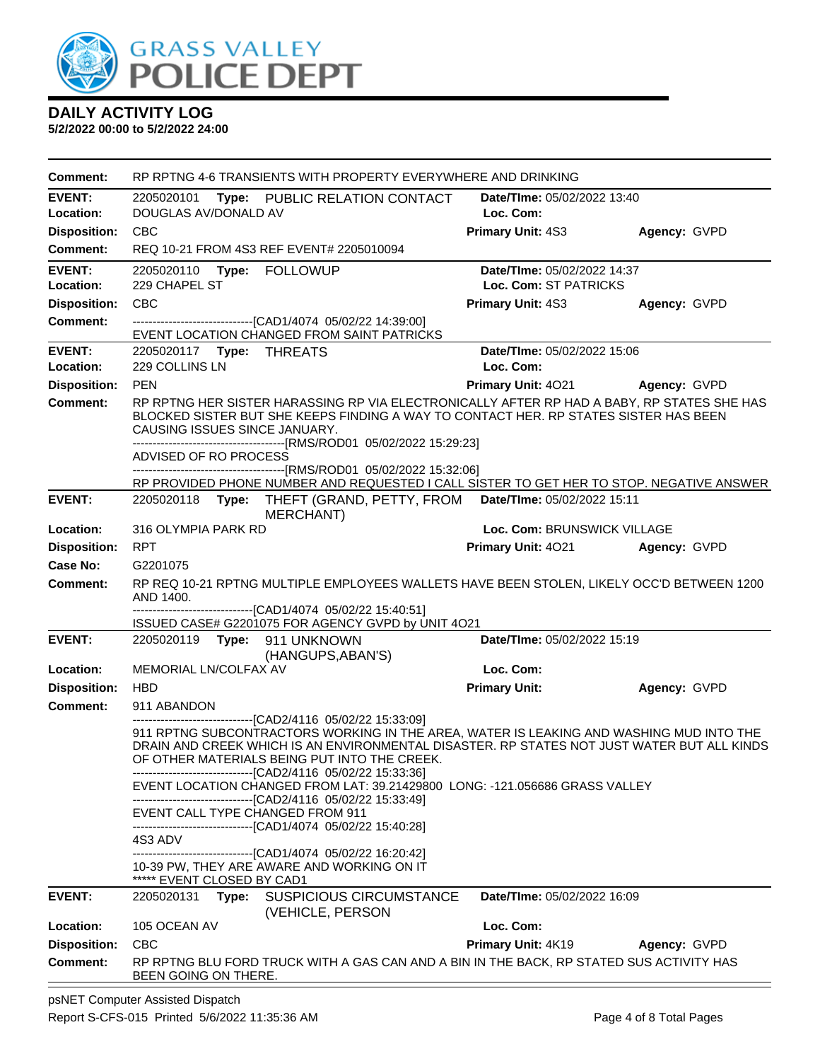# DAILY ACTIVITY LOG

**5/2/2022 00:00 to 5/2/2022 24:00**

**Comment:** RP RPTNG 4-6 TRANSIENTS WITH PROPERTY EVERYWHERE AND DRINKING

---

**EVENT:** 2205020101 **Type:** PUBLIC RELATION CONTACT **Date/TIme:** 05/02/2022 13:40
**Location:** DOUGLAS AV/DONALD AV **Loc. Com:**
**Disposition:** CBC **Primary Unit:** 4S3 **Agency:** GVPD
**Comment:** REQ 10-21 FROM 4S3 REF EVENT# 2205010094

---

**EVENT:** 2205020110 **Type:** FOLLOWUP **Date/TIme:** 05/02/2022 14:37
**Location:** 229 CHAPEL ST **Loc. Com:** ST PATRICKS
**Disposition:** CBC **Primary Unit:** 4S3 **Agency:** GVPD
**Comment:** ------------------------------[CAD1/4074 05/02/22 14:39:00]
EVENT LOCATION CHANGED FROM SAINT PATRICKS

---

**EVENT:** 2205020117 **Type:** THREATS **Date/TIme:** 05/02/2022 15:06
**Location:** 229 COLLINS LN **Loc. Com:**
**Disposition:** PEN **Primary Unit:** 4O21 **Agency:** GVPD
**Comment:** RP RPTNG HER SISTER HARASSING RP VIA ELECTRONICALLY AFTER RP HAD A BABY, RP STATES SHE HAS BLOCKED SISTER BUT SHE KEEPS FINDING A WAY TO CONTACT HER. RP STATES SISTER HAS BEEN CAUSING ISSUES SINCE JANUARY.
--------------------------------------[RMS/ROD01 05/02/2022 15:29:23]
ADVISED OF RO PROCESS
--------------------------------------[RMS/ROD01 05/02/2022 15:32:06]
RP PROVIDED PHONE NUMBER AND REQUESTED I CALL SISTER TO GET HER TO STOP. NEGATIVE ANSWER

---

**EVENT:** 2205020118 **Type:** THEFT (GRAND, PETTY, FROM MERCHANT) **Date/TIme:** 05/02/2022 15:11
**Location:** 316 OLYMPIA PARK RD **Loc. Com:** BRUNSWICK VILLAGE
**Disposition:** RPT **Primary Unit:** 4O21 **Agency:** GVPD
**Case No:** G2201075
**Comment:** RP REQ 10-21 RPTNG MULTIPLE EMPLOYEES WALLETS HAVE BEEN STOLEN, LIKELY OCC'D BETWEEN 1200 AND 1400.
------------------------------[CAD1/4074 05/02/22 15:40:51]
ISSUED CASE# G2201075 FOR AGENCY GVPD by UNIT 4O21

---

**EVENT:** 2205020119 **Type:** 911 UNKNOWN (HANGUPS,ABAN'S) **Date/TIme:** 05/02/2022 15:19
**Location:** MEMORIAL LN/COLFAX AV **Loc. Com:**
**Disposition:** HBD **Primary Unit:** **Agency:** GVPD
**Comment:** 911 ABANDON
------------------------------[CAD2/4116 05/02/22 15:33:09]
911 RPTNG SUBCONTRACTORS WORKING IN THE AREA, WATER IS LEAKING AND WASHING MUD INTO THE DRAIN AND CREEK WHICH IS AN ENVIRONMENTAL DISASTER. RP STATES NOT JUST WATER BUT ALL KINDS OF OTHER MATERIALS BEING PUT INTO THE CREEK.
------------------------------[CAD2/4116 05/02/22 15:33:36]
EVENT LOCATION CHANGED FROM LAT: 39.21429800 LONG: -121.056686 GRASS VALLEY
------------------------------[CAD2/4116 05/02/22 15:33:49]
EVENT CALL TYPE CHANGED FROM 911
------------------------------[CAD1/4074 05/02/22 15:40:28]
4S3 ADV
------------------------------[CAD1/4074 05/02/22 16:20:42]
10-39 PW, THEY ARE AWARE AND WORKING ON IT
***** EVENT CLOSED BY CAD1

---

**EVENT:** 2205020131 **Type:** SUSPICIOUS CIRCUMSTANCE (VEHICLE, PERSON **Date/TIme:** 05/02/2022 16:09
**Location:** 105 OCEAN AV **Loc. Com:**
**Disposition:** CBC **Primary Unit:** 4K19 **Agency:** GVPD
**Comment:** RP RPTNG BLU FORD TRUCK WITH A GAS CAN AND A BIN IN THE BACK, RP STATED SUS ACTIVITY HAS BEEN GOING ON THERE.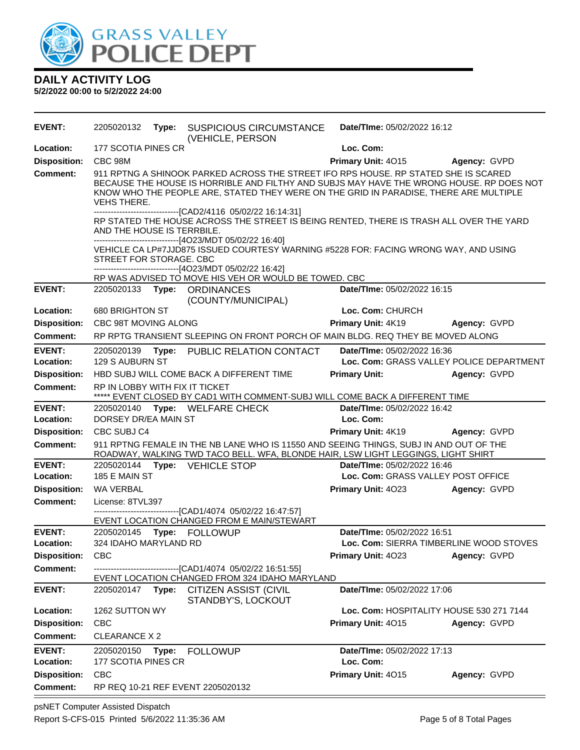# GRASS VALLEY POLICE DEPT

## DAILY ACTIVITY LOG

**5/2/2022 00:00 to 5/2/2022 24:00**

---

**EVENT:** 2205020132 **Type:** SUSPICIOUS CIRCUMSTANCE (VEHICLE, PERSON **Date/TIme:** 05/02/2022 16:12
**Location:** 177 SCOTIA PINES CR **Loc. Com:**
**Disposition:** CBC 98M **Primary Unit:** 4O15 **Agency:** GVPD
**Comment:** 911 RPTNG A SHINOOK PARKED ACROSS THE STREET IFO RPS HOUSE. RP STATED SHE IS SCARED BECAUSE THE HOUSE IS HORRIBLE AND FILTHY AND SUBJS MAY HAVE THE WRONG HOUSE. RP DOES NOT KNOW WHO THE PEOPLE ARE, STATED THEY WERE ON THE GRID IN PARADISE, THERE ARE MULTIPLE VEHS THERE.
------------------------------[CAD2/4116 05/02/22 16:14:31]
RP STATED THE HOUSE ACROSS THE STREET IS BEING RENTED, THERE IS TRASH ALL OVER THE YARD AND THE HOUSE IS TERRBILE.
------------------------------[4O23/MDT 05/02/22 16:40]
VEHICLE CA LP#7JJD875 ISSUED COURTESY WARNING #5228 FOR: FACING WRONG WAY, AND USING STREET FOR STORAGE. CBC
------------------------------[4O23/MDT 05/02/22 16:42]
RP WAS ADVISED TO MOVE HIS VEH OR WOULD BE TOWED. CBC

---

**EVENT:** 2205020133 **Type:** ORDINANCES (COUNTY/MUNICIPAL) **Date/TIme:** 05/02/2022 16:15
**Location:** 680 BRIGHTON ST **Loc. Com:** CHURCH
**Disposition:** CBC 98T MOVING ALONG **Primary Unit:** 4K19 **Agency:** GVPD
**Comment:** RP RPTG TRANSIENT SLEEPING ON FRONT PORCH OF MAIN BLDG. REQ THEY BE MOVED ALONG

---

**EVENT:** 2205020139 **Type:** PUBLIC RELATION CONTACT **Date/TIme:** 05/02/2022 16:36
**Location:** 129 S AUBURN ST **Loc. Com:** GRASS VALLEY POLICE DEPARTMENT
**Disposition:** HBD SUBJ WILL COME BACK A DIFFERENT TIME **Primary Unit:** **Agency:** GVPD
**Comment:** RP IN LOBBY WITH FIX IT TICKET
***** EVENT CLOSED BY CAD1 WITH COMMENT-SUBJ WILL COME BACK A DIFFERENT TIME

---

**EVENT:** 2205020140 **Type:** WELFARE CHECK **Date/TIme:** 05/02/2022 16:42
**Location:** DORSEY DR/EA MAIN ST **Loc. Com:**
**Disposition:** CBC SUBJ C4 **Primary Unit:** 4K19 **Agency:** GVPD
**Comment:** 911 RPTNG FEMALE IN THE NB LANE WHO IS 11550 AND SEEING THINGS, SUBJ IN AND OUT OF THE ROADWAY, WALKING TWD TACO BELL. WFA, BLONDE HAIR, LSW LIGHT LEGGINGS, LIGHT SHIRT

---

**EVENT:** 2205020144 **Type:** VEHICLE STOP **Date/TIme:** 05/02/2022 16:46
**Location:** 185 E MAIN ST **Loc. Com:** GRASS VALLEY POST OFFICE
**Disposition:** WA VERBAL **Primary Unit:** 4O23 **Agency:** GVPD
**Comment:** License: 8TVL397
------------------------------[CAD1/4074 05/02/22 16:47:57]
EVENT LOCATION CHANGED FROM E MAIN/STEWART

---

**EVENT:** 2205020145 **Type:** FOLLOWUP **Date/TIme:** 05/02/2022 16:51
**Location:** 324 IDAHO MARYLAND RD **Loc. Com:** SIERRA TIMBERLINE WOOD STOVES
**Disposition:** CBC **Primary Unit:** 4O23 **Agency:** GVPD
**Comment:** ------------------------------[CAD1/4074 05/02/22 16:51:55]
EVENT LOCATION CHANGED FROM 324 IDAHO MARYLAND

---

**EVENT:** 2205020147 **Type:** CITIZEN ASSIST (CIVIL STANDBY'S, LOCKOUT **Date/TIme:** 05/02/2022 17:06
**Location:** 1262 SUTTON WY **Loc. Com:** HOSPITALITY HOUSE 530 271 7144
**Disposition:** CBC **Primary Unit:** 4O15 **Agency:** GVPD
**Comment:** CLEARANCE X 2

---

**EVENT:** 2205020150 **Type:** FOLLOWUP **Date/TIme:** 05/02/2022 17:13
**Location:** 177 SCOTIA PINES CR **Loc. Com:**
**Disposition:** CBC **Primary Unit:** 4O15 **Agency:** GVPD
**Comment:** RP REQ 10-21 REF EVENT 2205020132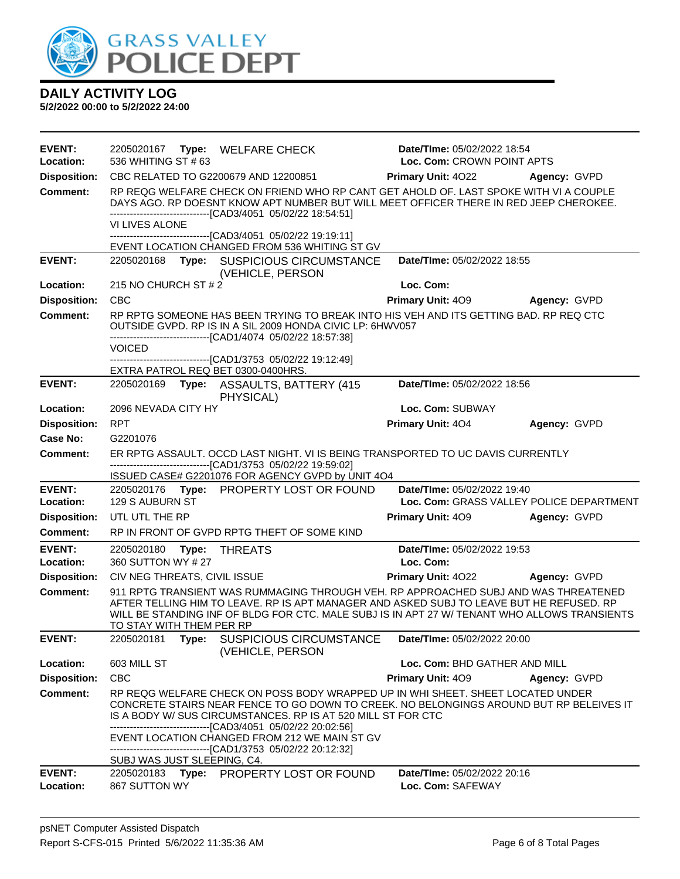# GRASS VALLEY POLICE DEPT

## DAILY ACTIVITY LOG

**5/2/2022 00:00 to 5/2/2022 24:00**

---

**EVENT:** 2205020167 **Type:** WELFARE CHECK **Date/TIme:** 05/02/2022 18:54
**Location:** 536 WHITING ST # 63 **Loc. Com:** CROWN POINT APTS
**Disposition:** CBC RELATED TO G2200679 AND 12200851 **Primary Unit:** 4O22 **Agency:** GVPD
**Comment:** RP REQG WELFARE CHECK ON FRIEND WHO RP CANT GET AHOLD OF. LAST SPOKE WITH VI A COUPLE DAYS AGO. RP DOESNT KNOW APT NUMBER BUT WILL MEET OFFICER THERE IN RED JEEP CHEROKEE.
------------------------------[CAD3/4051 05/02/22 18:54:51]
VI LIVES ALONE
------------------------------[CAD3/4051 05/02/22 19:19:11]
EVENT LOCATION CHANGED FROM 536 WHITING ST GV

---

**EVENT:** 2205020168 **Type:** SUSPICIOUS CIRCUMSTANCE (VEHICLE, PERSON **Date/TIme:** 05/02/2022 18:55
**Location:** 215 NO CHURCH ST # 2 **Loc. Com:**
**Disposition:** CBC **Primary Unit:** 4O9 **Agency:** GVPD
**Comment:** RP RPTG SOMEONE HAS BEEN TRYING TO BREAK INTO HIS VEH AND ITS GETTING BAD. RP REQ CTC OUTSIDE GVPD. RP IS IN A SIL 2009 HONDA CIVIC LP: 6HWV057
------------------------------[CAD1/4074 05/02/22 18:57:38]
VOICED
------------------------------[CAD1/3753 05/02/22 19:12:49]
EXTRA PATROL REQ BET 0300-0400HRS.

---

**EVENT:** 2205020169 **Type:** ASSAULTS, BATTERY (415 PHYSICAL) **Date/TIme:** 05/02/2022 18:56
**Location:** 2096 NEVADA CITY HY **Loc. Com:** SUBWAY
**Disposition:** RPT **Primary Unit:** 4O4 **Agency:** GVPD
**Case No:** G2201076
**Comment:** ER RPTG ASSAULT. OCCD LAST NIGHT. VI IS BEING TRANSPORTED TO UC DAVIS CURRENTLY
------------------------------[CAD1/3753 05/02/22 19:59:02]
ISSUED CASE# G2201076 FOR AGENCY GVPD by UNIT 4O4

---

**EVENT:** 2205020176 **Type:** PROPERTY LOST OR FOUND **Date/TIme:** 05/02/2022 19:40
**Location:** 129 S AUBURN ST **Loc. Com:** GRASS VALLEY POLICE DEPARTMENT
**Disposition:** UTL UTL THE RP **Primary Unit:** 4O9 **Agency:** GVPD
**Comment:** RP IN FRONT OF GVPD RPTG THEFT OF SOME KIND

---

**EVENT:** 2205020180 **Type:** THREATS **Date/TIme:** 05/02/2022 19:53
**Location:** 360 SUTTON WY # 27 **Loc. Com:**
**Disposition:** CIV NEG THREATS, CIVIL ISSUE **Primary Unit:** 4O22 **Agency:** GVPD
**Comment:** 911 RPTG TRANSIENT WAS RUMMAGING THROUGH VEH. RP APPROACHED SUBJ AND WAS THREATENED AFTER TELLING HIM TO LEAVE. RP IS APT MANAGER AND ASKED SUBJ TO LEAVE BUT HE REFUSED. RP WILL BE STANDING INF OF BLDG FOR CTC. MALE SUBJ IS IN APT 27 W/ TENANT WHO ALLOWS TRANSIENTS TO STAY WITH THEM PER RP

---

**EVENT:** 2205020181 **Type:** SUSPICIOUS CIRCUMSTANCE (VEHICLE, PERSON **Date/TIme:** 05/02/2022 20:00
**Location:** 603 MILL ST **Loc. Com:** BHD GATHER AND MILL
**Disposition:** CBC **Primary Unit:** 4O9 **Agency:** GVPD
**Comment:** RP REQG WELFARE CHECK ON POSS BODY WRAPPED UP IN WHI SHEET. SHEET LOCATED UNDER CONCRETE STAIRS NEAR FENCE TO GO DOWN TO CREEK. NO BELONGINGS AROUND BUT RP BELEIVES IT IS A BODY W/ SUS CIRCUMSTANCES. RP IS AT 520 MILL ST FOR CTC
------------------------------[CAD3/4051 05/02/22 20:02:56]
EVENT LOCATION CHANGED FROM 212 WE MAIN ST GV
------------------------------[CAD1/3753 05/02/22 20:12:32]
SUBJ WAS JUST SLEEPING, C4.

---

**EVENT:** 2205020183 **Type:** PROPERTY LOST OR FOUND **Date/TIme:** 05/02/2022 20:16
**Location:** 867 SUTTON WY **Loc. Com:** SAFEWAY

---

psNET Computer Assisted Dispatch
Report S-CFS-015 Printed 5/6/2022 11:35:36 AM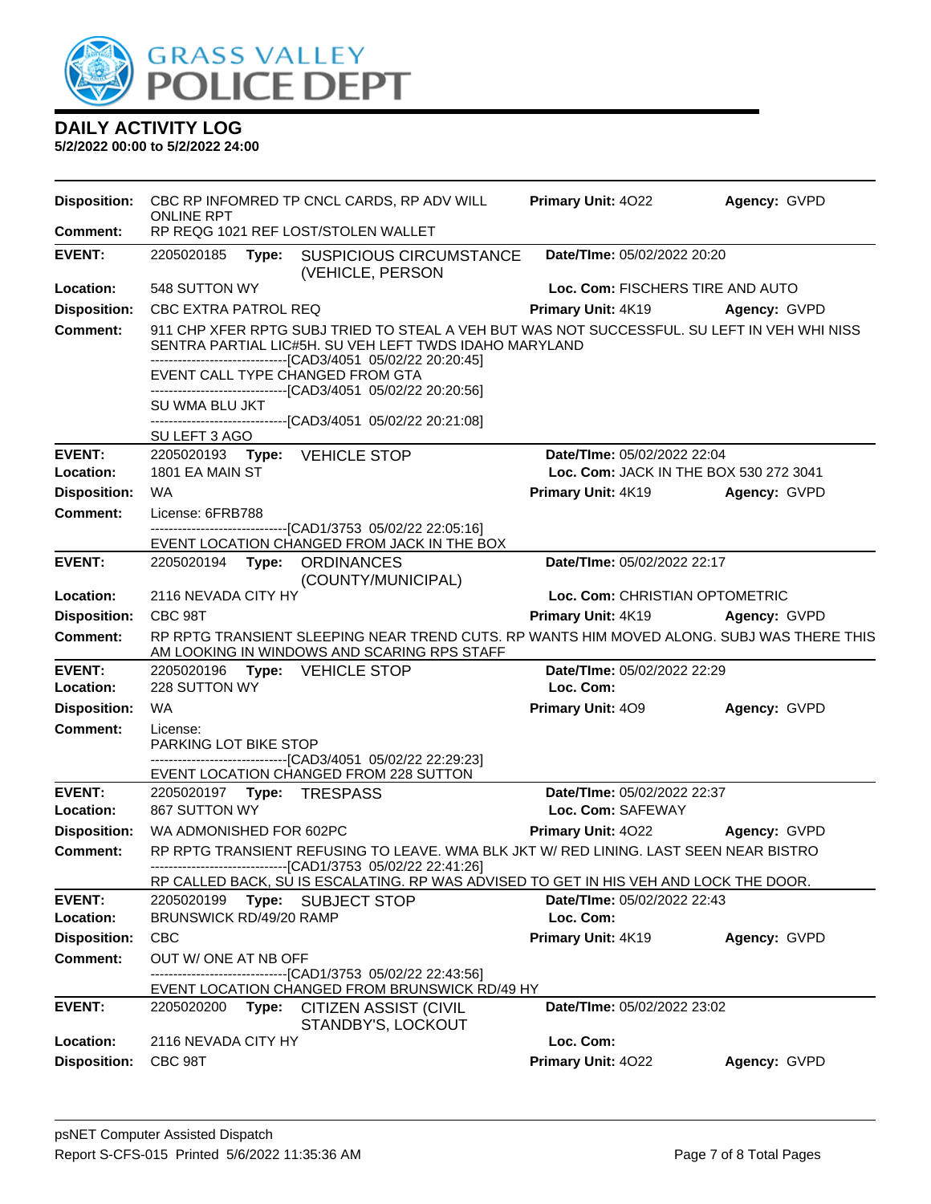# GRASS VALLEY POLICE DEPT

## DAILY ACTIVITY LOG

**5/2/2022 00:00 to 5/2/2022 24:00**

**Disposition:** CBC RP INFOMRED TP CNCL CARDS, RP ADV WILL ONLINE RPT | **Primary Unit:** 4O22 | **Agency:** GVPD

**Comment:** RP REQG 1021 REF LOST/STOLEN WALLET

---

**EVENT:** 2205020185 **Type:** SUSPICIOUS CIRCUMSTANCE (VEHICLE, PERSON | **Date/TIme:** 05/02/2022 20:20

**Location:** 548 SUTTON WY | **Loc. Com:** FISCHERS TIRE AND AUTO

**Disposition:** CBC EXTRA PATROL REQ | **Primary Unit:** 4K19 | **Agency:** GVPD

**Comment:** 911 CHP XFER RPTG SUBJ TRIED TO STEAL A VEH BUT WAS NOT SUCCESSFUL. SU LEFT IN VEH WHI NISS SENTRA PARTIAL LIC#5H. SU VEH LEFT TWDS IDAHO MARYLAND
------------------------------[CAD3/4051 05/02/22 20:20:45]
EVENT CALL TYPE CHANGED FROM GTA
------------------------------[CAD3/4051 05/02/22 20:20:56]
SU WMA BLU JKT
------------------------------[CAD3/4051 05/02/22 20:21:08]
SU LEFT 3 AGO

---

**EVENT:** 2205020193 **Type:** VEHICLE STOP | **Date/TIme:** 05/02/2022 22:04

**Location:** 1801 EA MAIN ST | **Loc. Com:** JACK IN THE BOX 530 272 3041

**Disposition:** WA | **Primary Unit:** 4K19 | **Agency:** GVPD

**Comment:** License: 6FRB788
------------------------------[CAD1/3753 05/02/22 22:05:16]
EVENT LOCATION CHANGED FROM JACK IN THE BOX

---

**EVENT:** 2205020194 **Type:** ORDINANCES (COUNTY/MUNICIPAL) | **Date/TIme:** 05/02/2022 22:17

**Location:** 2116 NEVADA CITY HY | **Loc. Com:** CHRISTIAN OPTOMETRIC

**Disposition:** CBC 98T | **Primary Unit:** 4K19 | **Agency:** GVPD

**Comment:** RP RPTG TRANSIENT SLEEPING NEAR TREND CUTS. RP WANTS HIM MOVED ALONG. SUBJ WAS THERE THIS AM LOOKING IN WINDOWS AND SCARING RPS STAFF

---

**EVENT:** 2205020196 **Type:** VEHICLE STOP | **Date/TIme:** 05/02/2022 22:29

**Location:** 228 SUTTON WY | **Loc. Com:**

**Disposition:** WA | **Primary Unit:** 4O9 | **Agency:** GVPD

**Comment:** License:
PARKING LOT BIKE STOP
------------------------------[CAD3/4051 05/02/22 22:29:23]
EVENT LOCATION CHANGED FROM 228 SUTTON

---

**EVENT:** 2205020197 **Type:** TRESPASS | **Date/TIme:** 05/02/2022 22:37

**Location:** 867 SUTTON WY | **Loc. Com:** SAFEWAY

**Disposition:** WA ADMONISHED FOR 602PC | **Primary Unit:** 4O22 | **Agency:** GVPD

**Comment:** RP RPTG TRANSIENT REFUSING TO LEAVE. WMA BLK JKT W/ RED LINING. LAST SEEN NEAR BISTRO
------------------------------[CAD1/3753 05/02/22 22:41:26]
RP CALLED BACK, SU IS ESCALATING. RP WAS ADVISED TO GET IN HIS VEH AND LOCK THE DOOR.

---

**EVENT:** 2205020199 **Type:** SUBJECT STOP | **Date/TIme:** 05/02/2022 22:43

**Location:** BRUNSWICK RD/49/20 RAMP | **Loc. Com:**

**Disposition:** CBC | **Primary Unit:** 4K19 | **Agency:** GVPD

**Comment:** OUT W/ ONE AT NB OFF
------------------------------[CAD1/3753 05/02/22 22:43:56]
EVENT LOCATION CHANGED FROM BRUNSWICK RD/49 HY

---

**EVENT:** 2205020200 **Type:** CITIZEN ASSIST (CIVIL STANDBY'S, LOCKOUT | **Date/TIme:** 05/02/2022 23:02

**Location:** 2116 NEVADA CITY HY | **Loc. Com:**

**Disposition:** CBC 98T | **Primary Unit:** 4O22 | **Agency:** GVPD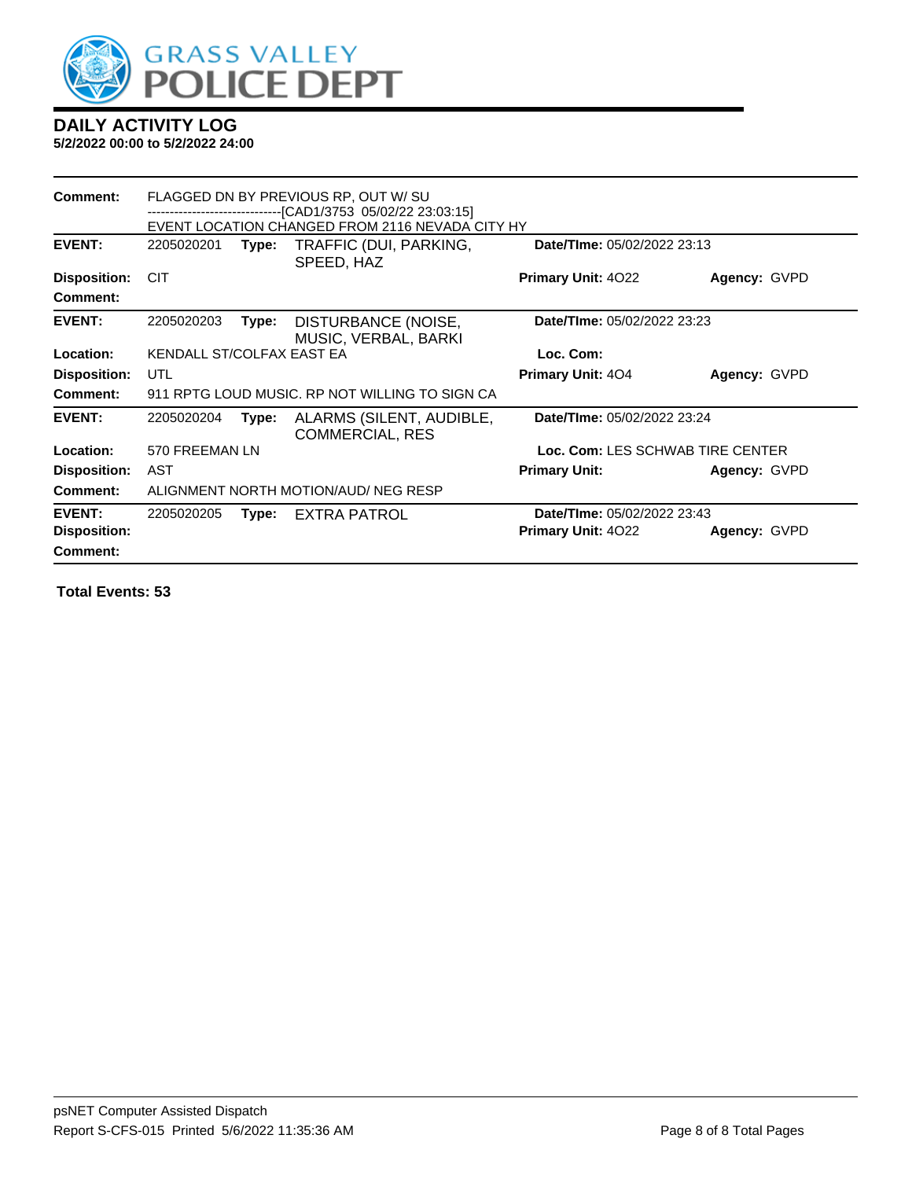# GRASS VALLEY POLICE DEPT

## DAILY ACTIVITY LOG

**5/2/2022 00:00 to 5/2/2022 24:00**

**Comment:** FLAGGED DN BY PREVIOUS RP, OUT W/ SU
------------------------------[CAD1/3753 05/02/22 23:03:15]
EVENT LOCATION CHANGED FROM 2116 NEVADA CITY HY

| | | | |
|---|---|---|---|
| **EVENT:** 2205020201 | **Type:** TRAFFIC (DUI, PARKING, SPEED, HAZ | **Date/TIme:** 05/02/2022 23:13 | |
| **Disposition:** CIT | | **Primary Unit:** 4O22 | **Agency:** GVPD |
| **Comment:** | | | |

| | | | |
|---|---|---|---|
| **EVENT:** 2205020203 | **Type:** DISTURBANCE (NOISE, MUSIC, VERBAL, BARKI | **Date/TIme:** 05/02/2022 23:23 | |
| **Location:** KENDALL ST/COLFAX EAST EA | | **Loc. Com:** | |
| **Disposition:** UTL | | **Primary Unit:** 4O4 | **Agency:** GVPD |
| **Comment:** 911 RPTG LOUD MUSIC. RP NOT WILLING TO SIGN CA | | | |

| | | | |
|---|---|---|---|
| **EVENT:** 2205020204 | **Type:** ALARMS (SILENT, AUDIBLE, COMMERCIAL, RES | **Date/TIme:** 05/02/2022 23:24 | |
| **Location:** 570 FREEMAN LN | | **Loc. Com:** LES SCHWAB TIRE CENTER | |
| **Disposition:** AST | | **Primary Unit:** | **Agency:** GVPD |
| **Comment:** ALIGNMENT NORTH MOTION/AUD/ NEG RESP | | | |

| | | | |
|---|---|---|---|
| **EVENT:** 2205020205 | **Type:** EXTRA PATROL | **Date/TIme:** 05/02/2022 23:43 | |
| **Disposition:** | | **Primary Unit:** 4O22 | **Agency:** GVPD |
| **Comment:** | | | |

**Total Events: 53**

psNET Computer Assisted Dispatch
Report S-CFS-015 Printed 5/6/2022 11:35:36 AM